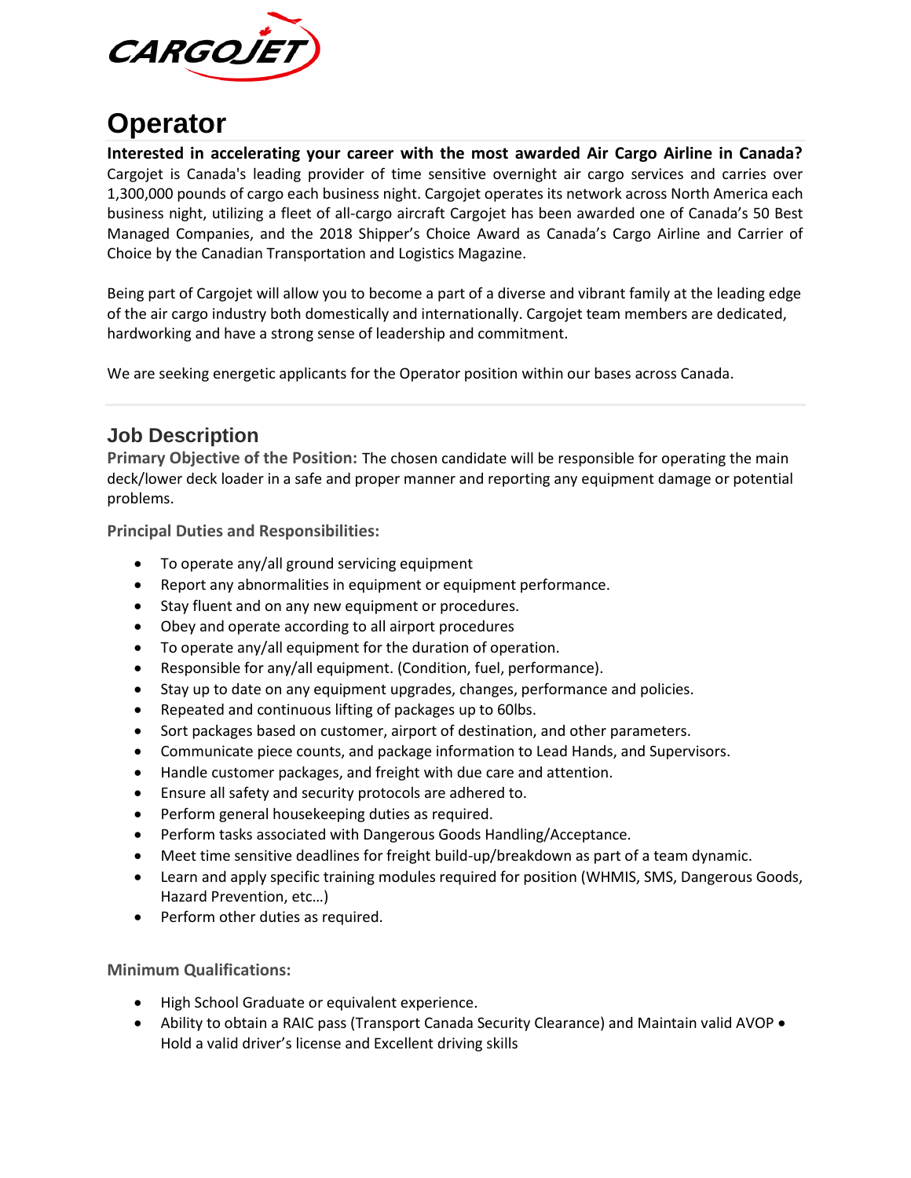# Operator

**Interested in accelerating your career with the most awarded Air Cargo Airline in Canada?** Cargojet is Canada's leading provider of time sensitive overnight air cargo services and carries over 1,300,000 pounds of cargo each business night. Cargojet operates its network across North America each business night, utilizing a fleet of all-cargo aircraft Cargojet has been awarded one of Canada's 50 Best Managed Companies, and the 2018 Shipper's Choice Award as Canada's Cargo Airline and Carrier of Choice by the Canadian Transportation and Logistics Magazine.

Being part of Cargojet will allow you to become a part of a diverse and vibrant family at the leading edge of the air cargo industry both domestically and internationally. Cargojet team members are dedicated, hardworking and have a strong sense of leadership and commitment.

We are seeking energetic applicants for the Operator position within our bases across Canada.

## Job Description

**Primary Objective of the Position:** The chosen candidate will be responsible for operating the main deck/lower deck loader in a safe and proper manner and reporting any equipment damage or potential problems.

**Principal Duties and Responsibilities:**

- To operate any/all ground servicing equipment
- Report any abnormalities in equipment or equipment performance.
- Stay fluent and on any new equipment or procedures.
- Obey and operate according to all airport procedures
- To operate any/all equipment for the duration of operation.
- Responsible for any/all equipment. (Condition, fuel, performance).
- Stay up to date on any equipment upgrades, changes, performance and policies.
- Repeated and continuous lifting of packages up to 60lbs.
- Sort packages based on customer, airport of destination, and other parameters.
- Communicate piece counts, and package information to Lead Hands, and Supervisors.
- Handle customer packages, and freight with due care and attention.
- Ensure all safety and security protocols are adhered to.
- Perform general housekeeping duties as required.
- Perform tasks associated with Dangerous Goods Handling/Acceptance.
- Meet time sensitive deadlines for freight build-up/breakdown as part of a team dynamic.
- Learn and apply specific training modules required for position (WHMIS, SMS, Dangerous Goods, Hazard Prevention, etc…)
- Perform other duties as required.

**Minimum Qualifications:**

- High School Graduate or equivalent experience.
- Ability to obtain a RAIC pass (Transport Canada Security Clearance) and Maintain valid AVOP
- Hold a valid driver's license and Excellent driving skills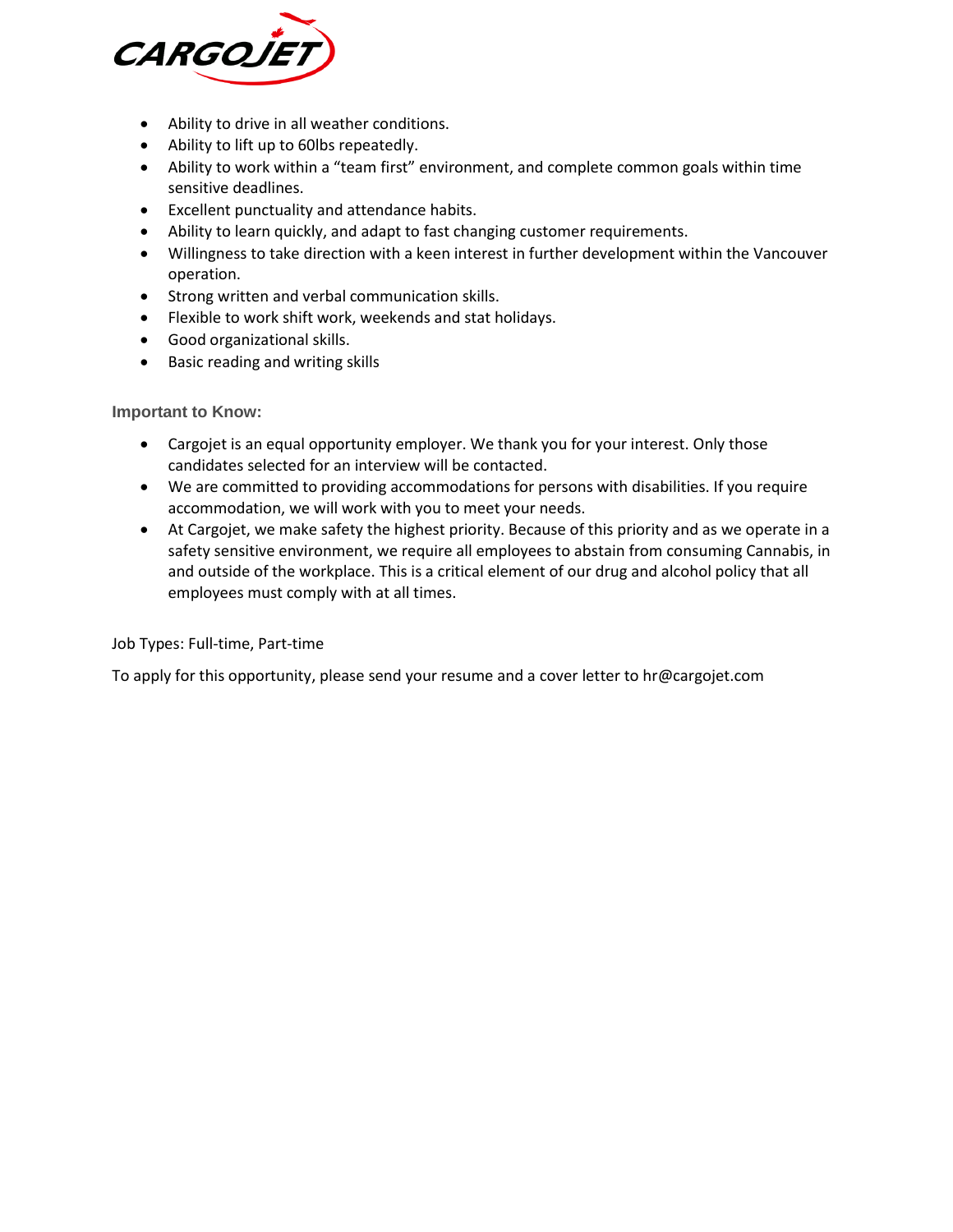- Ability to drive in all weather conditions.
- Ability to lift up to 60lbs repeatedly.
- Ability to work within a "team first" environment, and complete common goals within time sensitive deadlines.
- Excellent punctuality and attendance habits.
- Ability to learn quickly, and adapt to fast changing customer requirements.
- Willingness to take direction with a keen interest in further development within the Vancouver operation.
- Strong written and verbal communication skills.
- Flexible to work shift work, weekends and stat holidays.
- Good organizational skills.
- Basic reading and writing skills

**Important to Know:**

- Cargojet is an equal opportunity employer. We thank you for your interest. Only those candidates selected for an interview will be contacted.
- We are committed to providing accommodations for persons with disabilities. If you require accommodation, we will work with you to meet your needs.
- At Cargojet, we make safety the highest priority. Because of this priority and as we operate in a safety sensitive environment, we require all employees to abstain from consuming Cannabis, in and outside of the workplace. This is a critical element of our drug and alcohol policy that all employees must comply with at all times.

Job Types: Full-time, Part-time

To apply for this opportunity, please send your resume and a cover letter to hr@cargojet.com